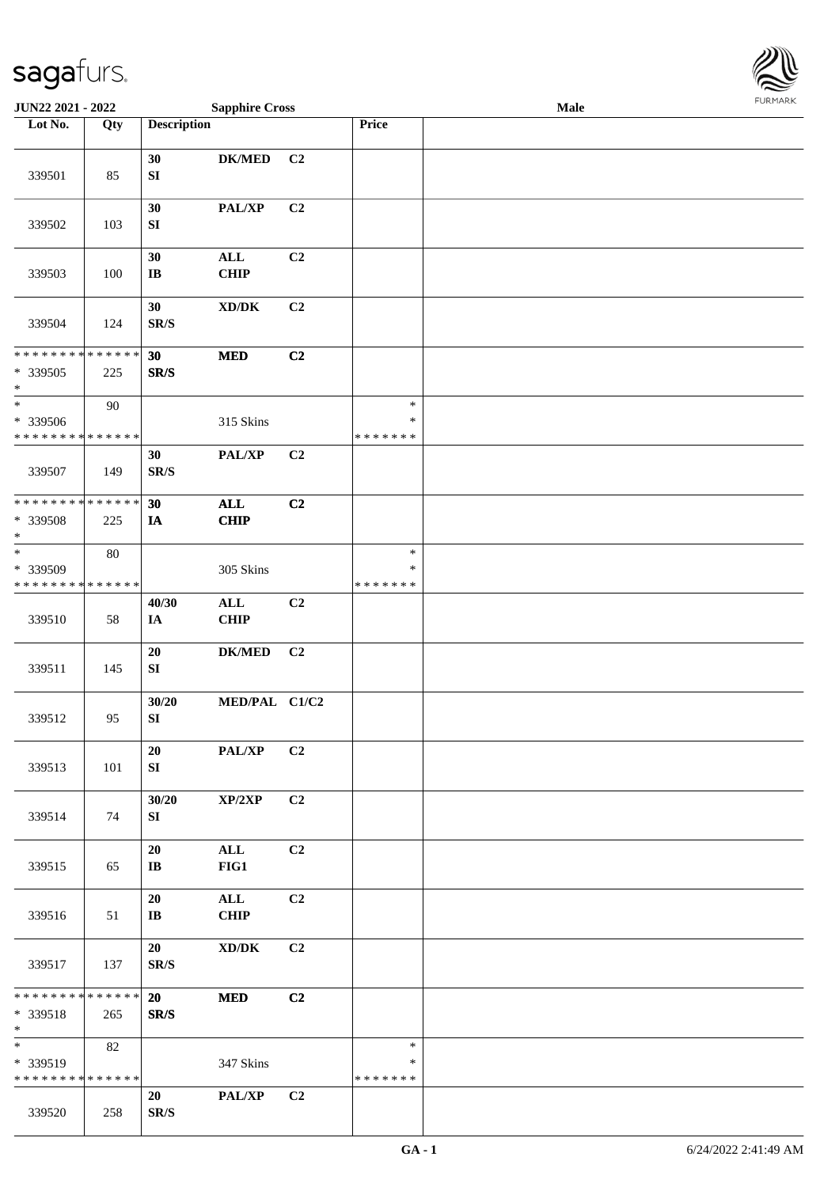| Lot No. | Qty | Description | | | Price | |
|---|---|---|---|---|---|---|
| 339501 | 85 | 30<br>SI | DK/MED | C2 | | |
| 339502 | 103 | 30<br>SI | PAL/XP | C2 | | |
| 339503 | 100 | 30<br>IB | ALL<br>CHIP | C2 | | |
| 339504 | 124 | 30<br>SR/S | XD/DK | C2 | | |
| * * * * * * * * * * * * * *<br>* 339505<br>* | 225 | 30<br>SR/S | MED | C2 | | |
| *<br>* 339506<br>* * * * * * * * * * * * * * | 90 | | 315 Skins | | *<br>*<br>* * * * * * * | |
| 339507 | 149 | 30<br>SR/S | PAL/XP | C2 | | |
| * * * * * * * * * * * * * *<br>* 339508<br>* | 225 | 30<br>IA | ALL<br>CHIP | C2 | | |
| *<br>* 339509<br>* * * * * * * * * * * * * * | 80 | | 305 Skins | | *<br>*<br>* * * * * * * | |
| 339510 | 58 | 40/30<br>IA | ALL<br>CHIP | C2 | | |
| 339511 | 145 | 20<br>SI | DK/MED | C2 | | |
| 339512 | 95 | 30/20<br>SI | MED/PAL | C1/C2 | | |
| 339513 | 101 | 20<br>SI | PAL/XP | C2 | | |
| 339514 | 74 | 30/20<br>SI | XP/2XP | C2 | | |
| 339515 | 65 | 20<br>IB | ALL<br>FIG1 | C2 | | |
| 339516 | 51 | 20<br>IB | ALL<br>CHIP | C2 | | |
| 339517 | 137 | 20<br>SR/S | XD/DK | C2 | | |
| * * * * * * * * * * * * * *<br>* 339518<br>* | 265 | 20<br>SR/S | MED | C2 | | |
| *<br>* 339519<br>* * * * * * * * * * * * * * | 82 | | 347 Skins | | *<br>*<br>* * * * * * * | |
| 339520 | 258 | 20<br>SR/S | PAL/XP | C2 | | |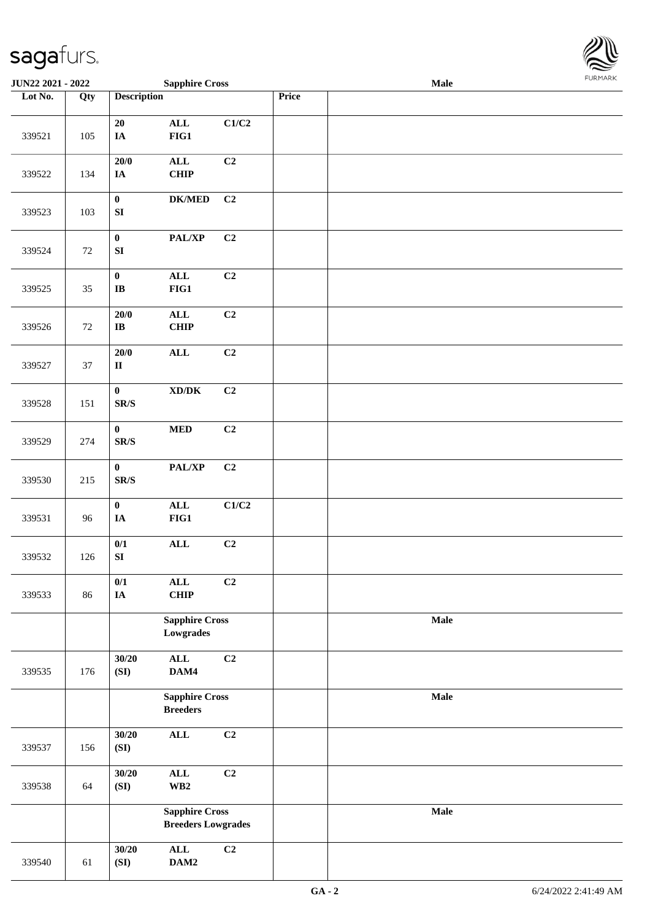| Lot No. | Qty | Description | | | Price | |
|---|---|---|---|---|---|---|
| 339521 | 105 | 20<br>IA | ALL<br>FIG1 | C1/C2 | | |
| 339522 | 134 | 20/0<br>IA | ALL<br>CHIP | C2 | | |
| 339523 | 103 | 0<br>SI | DK/MED | C2 | | |
| 339524 | 72 | 0<br>SI | PAL/XP | C2 | | |
| 339525 | 35 | 0<br>IB | ALL<br>FIG1 | C2 | | |
| 339526 | 72 | 20/0<br>IB | ALL<br>CHIP | C2 | | |
| 339527 | 37 | 20/0<br>II | ALL | C2 | | |
| 339528 | 151 | 0<br>SR/S | XD/DK | C2 | | |
| 339529 | 274 | 0<br>SR/S | MED | C2 | | |
| 339530 | 215 | 0<br>SR/S | PAL/XP | C2 | | |
| 339531 | 96 | 0<br>IA | ALL<br>FIG1 | C1/C2 | | |
| 339532 | 126 | 0/1<br>SI | ALL | C2 | | |
| 339533 | 86 | 0/1<br>IA | ALL<br>CHIP | C2 | | |
| | | **Sapphire Cross Lowgrades** | | | | **Male** |
| 339535 | 176 | 30/20<br>(SI) | ALL<br>DAM4 | C2 | | |
| | | **Sapphire Cross Breeders** | | | | **Male** |
| 339537 | 156 | 30/20<br>(SI) | ALL | C2 | | |
| 339538 | 64 | 30/20<br>(SI) | ALL<br>WB2 | C2 | | |
| | | **Sapphire Cross Breeders Lowgrades** | | | | **Male** |
| 339540 | 61 | 30/20<br>(SI) | ALL<br>DAM2 | C2 | | |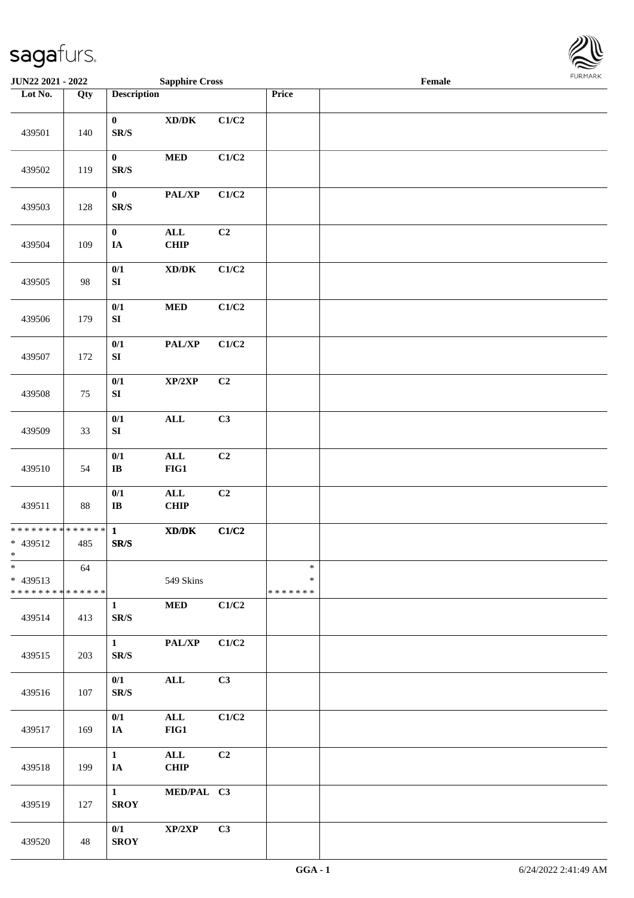JUN22 2021 - 2022 — Sapphire Cross — Female

| Lot No. | Qty | Description | | | Price | |
|---|---|---|---|---|---|---|
| 439501 | 140 | 0 SR/S | XD/DK | C1/C2 | | |
| 439502 | 119 | 0 SR/S | MED | C1/C2 | | |
| 439503 | 128 | 0 SR/S | PAL/XP | C1/C2 | | |
| 439504 | 109 | 0 IA | ALL CHIP | C2 | | |
| 439505 | 98 | 0/1 SI | XD/DK | C1/C2 | | |
| 439506 | 179 | 0/1 SI | MED | C1/C2 | | |
| 439507 | 172 | 0/1 SI | PAL/XP | C1/C2 | | |
| 439508 | 75 | 0/1 SI | XP/2XP | C2 | | |
| 439509 | 33 | 0/1 SI | ALL | C3 | | |
| 439510 | 54 | 0/1 IB | ALL FIG1 | C2 | | |
| 439511 | 88 | 0/1 IB | ALL CHIP | C2 | | |
| * * * * * * * * * * * * * * <br>* 439512<br>* | 485 | 1 SR/S | XD/DK | C1/C2 | | |
| *<br>* 439513<br>* * * * * * * * * * * * * * | 64 | | 549 Skins | | *<br>*<br>* * * * * * * | |
| 439514 | 413 | 1 SR/S | MED | C1/C2 | | |
| 439515 | 203 | 1 SR/S | PAL/XP | C1/C2 | | |
| 439516 | 107 | 0/1 SR/S | ALL | C3 | | |
| 439517 | 169 | 0/1 IA | ALL FIG1 | C1/C2 | | |
| 439518 | 199 | 1 IA | ALL CHIP | C2 | | |
| 439519 | 127 | 1 SROY | MED/PAL | C3 | | |
| 439520 | 48 | 0/1 SROY | XP/2XP | C3 | | |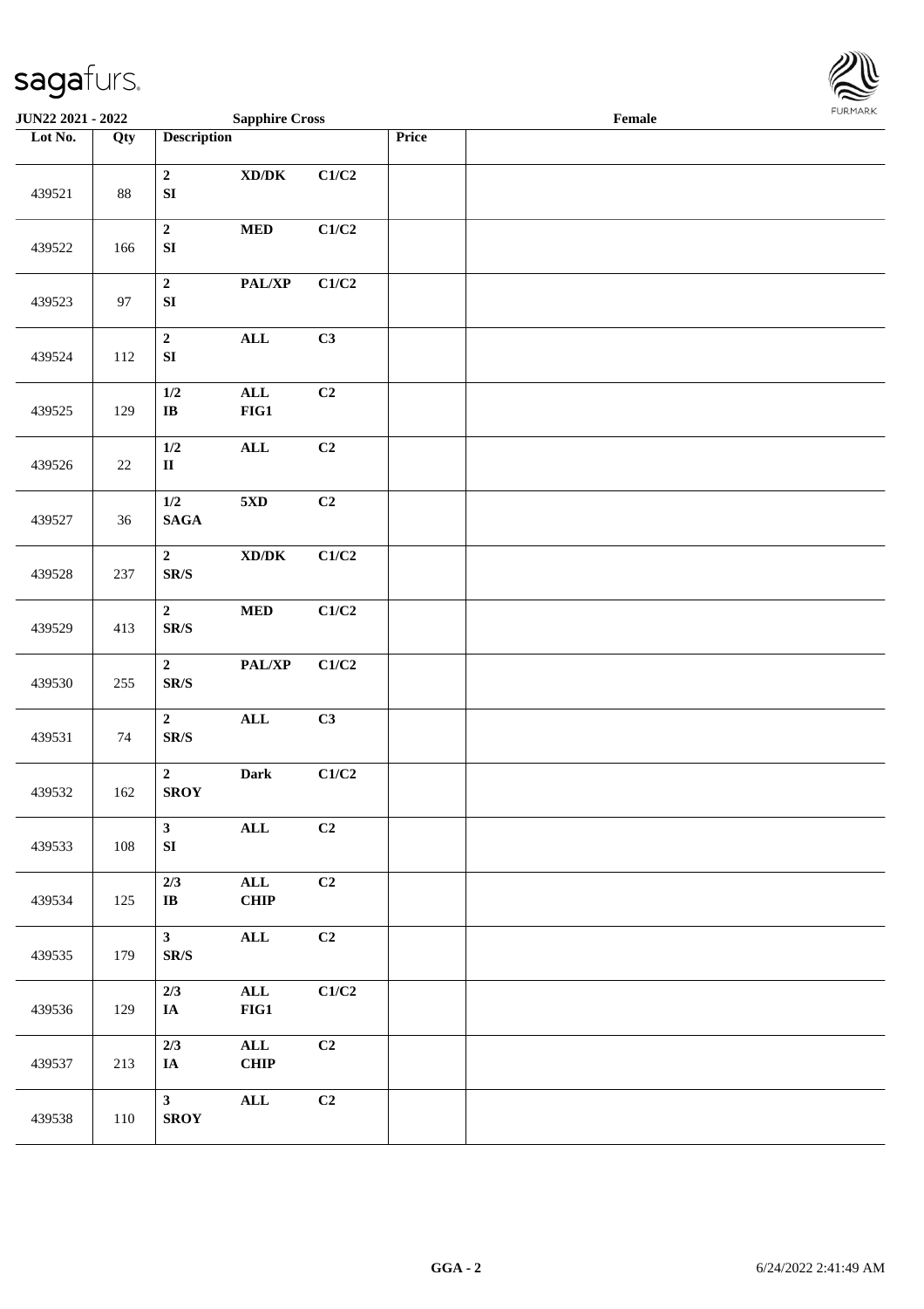| Lot No. | Qty | Description | | | Price | |
|---|---|---|---|---|---|---|
| 439521 | 88 | 2<br>SI | XD/DK | C1/C2 | | |
| 439522 | 166 | 2<br>SI | MED | C1/C2 | | |
| 439523 | 97 | 2<br>SI | PAL/XP | C1/C2 | | |
| 439524 | 112 | 2<br>SI | ALL | C3 | | |
| 439525 | 129 | 1/2<br>IB | ALL<br>FIG1 | C2 | | |
| 439526 | 22 | 1/2<br>II | ALL | C2 | | |
| 439527 | 36 | 1/2<br>SAGA | 5XD | C2 | | |
| 439528 | 237 | 2<br>SR/S | XD/DK | C1/C2 | | |
| 439529 | 413 | 2<br>SR/S | MED | C1/C2 | | |
| 439530 | 255 | 2<br>SR/S | PAL/XP | C1/C2 | | |
| 439531 | 74 | 2<br>SR/S | ALL | C3 | | |
| 439532 | 162 | 2<br>SROY | Dark | C1/C2 | | |
| 439533 | 108 | 3<br>SI | ALL | C2 | | |
| 439534 | 125 | 2/3<br>IB | ALL<br>CHIP | C2 | | |
| 439535 | 179 | 3<br>SR/S | ALL | C2 | | |
| 439536 | 129 | 2/3<br>IA | ALL<br>FIG1 | C1/C2 | | |
| 439537 | 213 | 2/3<br>IA | ALL<br>CHIP | C2 | | |
| 439538 | 110 | 3<br>SROY | ALL | C2 | | |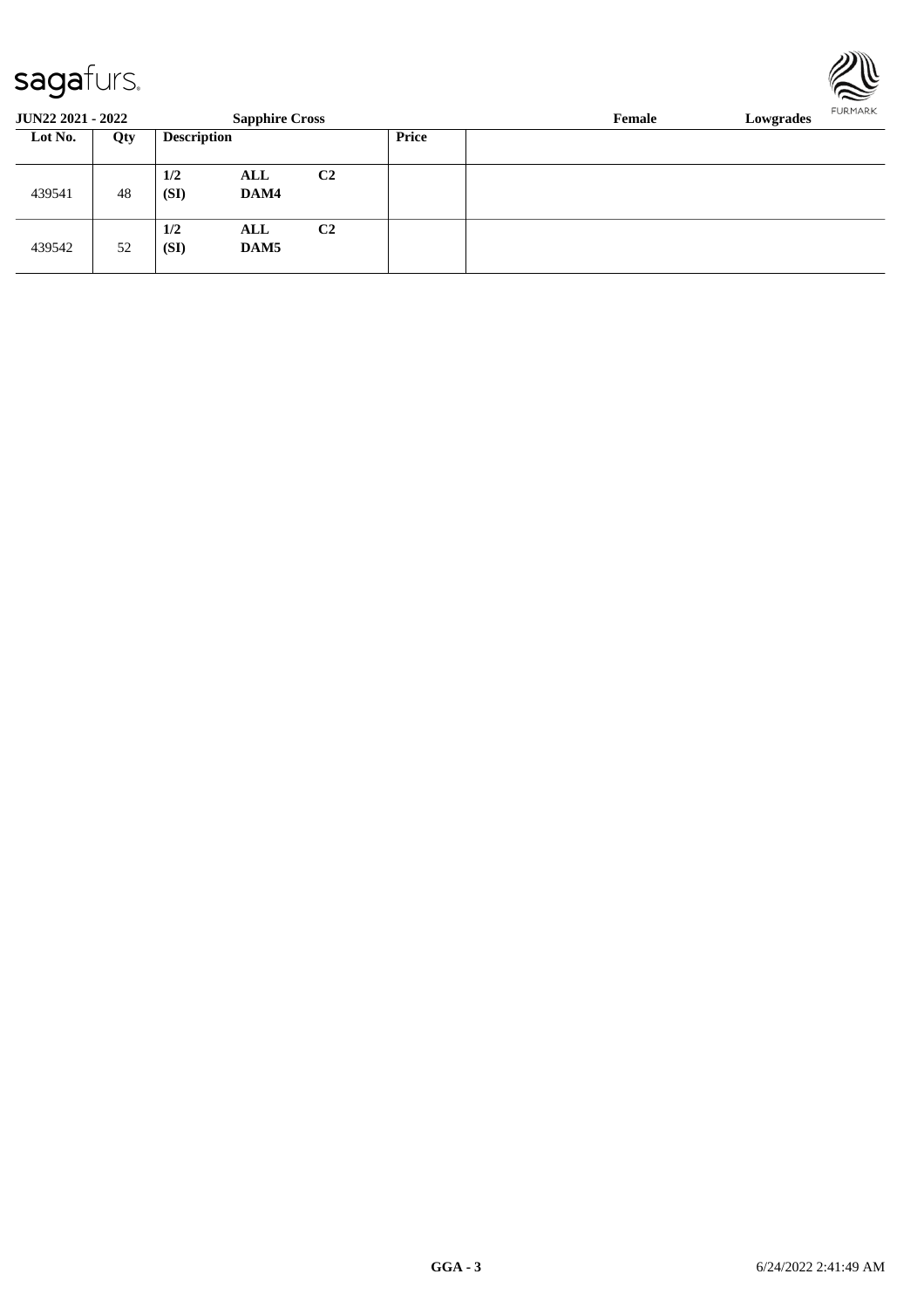| Lot No. | Qty | Description | | | Price |
|---|---|---|---|---|---|
| 439541 | 48 | 1/2 (SI) | ALL DAM4 | C2 | |
| 439542 | 52 | 1/2 (SI) | ALL DAM5 | C2 | |